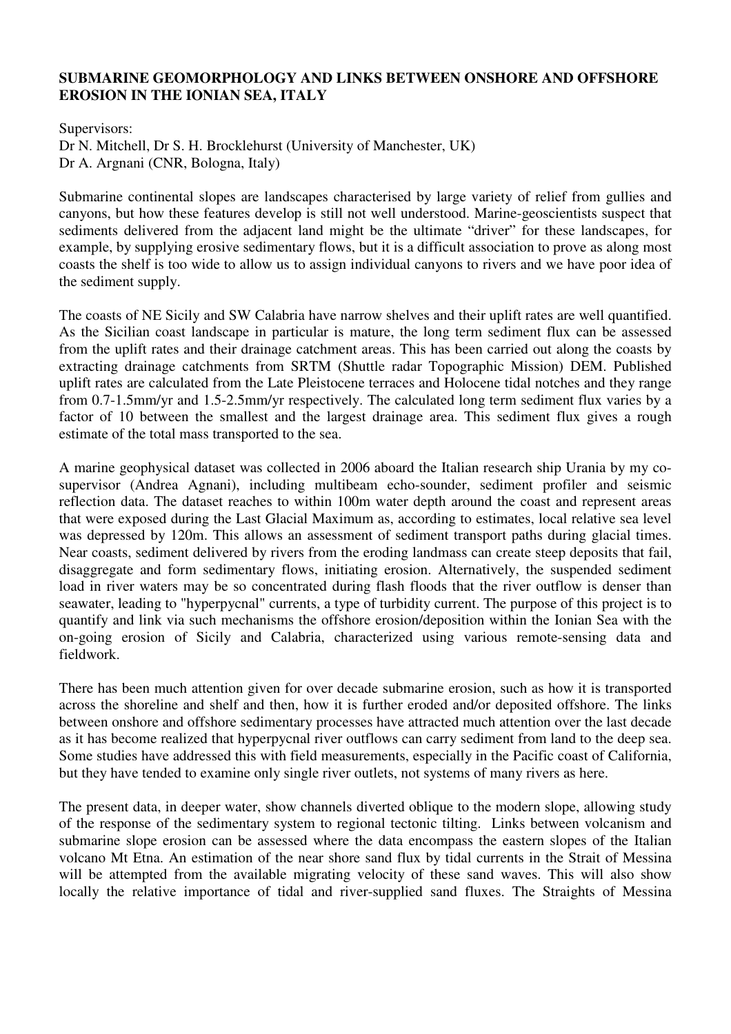**SUBMARINE GEOMORPHOLOGY AND LINKS BETWEEN ONSHORE AND OFFSHORE EROSION IN THE IONIAN SEA, ITALY**

Supervisors:
Dr N. Mitchell, Dr S. H. Brocklehurst (University of Manchester, UK)
Dr A. Argnani (CNR, Bologna, Italy)

Submarine continental slopes are landscapes characterised by large variety of relief from gullies and canyons, but how these features develop is still not well understood. Marine-geoscientists suspect that sediments delivered from the adjacent land might be the ultimate "driver" for these landscapes, for example, by supplying erosive sedimentary flows, but it is a difficult association to prove as along most coasts the shelf is too wide to allow us to assign individual canyons to rivers and we have poor idea of the sediment supply.

The coasts of NE Sicily and SW Calabria have narrow shelves and their uplift rates are well quantified. As the Sicilian coast landscape in particular is mature, the long term sediment flux can be assessed from the uplift rates and their drainage catchment areas. This has been carried out along the coasts by extracting drainage catchments from SRTM (Shuttle radar Topographic Mission) DEM. Published uplift rates are calculated from the Late Pleistocene terraces and Holocene tidal notches and they range from 0.7-1.5mm/yr and 1.5-2.5mm/yr respectively. The calculated long term sediment flux varies by a factor of 10 between the smallest and the largest drainage area. This sediment flux gives a rough estimate of the total mass transported to the sea.

A marine geophysical dataset was collected in 2006 aboard the Italian research ship Urania by my co-supervisor (Andrea Agnani), including multibeam echo-sounder, sediment profiler and seismic reflection data. The dataset reaches to within 100m water depth around the coast and represent areas that were exposed during the Last Glacial Maximum as, according to estimates, local relative sea level was depressed by 120m. This allows an assessment of sediment transport paths during glacial times. Near coasts, sediment delivered by rivers from the eroding landmass can create steep deposits that fail, disaggregate and form sedimentary flows, initiating erosion. Alternatively, the suspended sediment load in river waters may be so concentrated during flash floods that the river outflow is denser than seawater, leading to "hyperpycnal" currents, a type of turbidity current. The purpose of this project is to quantify and link via such mechanisms the offshore erosion/deposition within the Ionian Sea with the on-going erosion of Sicily and Calabria, characterized using various remote-sensing data and fieldwork.

There has been much attention given for over decade submarine erosion, such as how it is transported across the shoreline and shelf and then, how it is further eroded and/or deposited offshore. The links between onshore and offshore sedimentary processes have attracted much attention over the last decade as it has become realized that hyperpycnal river outflows can carry sediment from land to the deep sea. Some studies have addressed this with field measurements, especially in the Pacific coast of California, but they have tended to examine only single river outlets, not systems of many rivers as here.

The present data, in deeper water, show channels diverted oblique to the modern slope, allowing study of the response of the sedimentary system to regional tectonic tilting. Links between volcanism and submarine slope erosion can be assessed where the data encompass the eastern slopes of the Italian volcano Mt Etna. An estimation of the near shore sand flux by tidal currents in the Strait of Messina will be attempted from the available migrating velocity of these sand waves. This will also show locally the relative importance of tidal and river-supplied sand fluxes. The Straights of Messina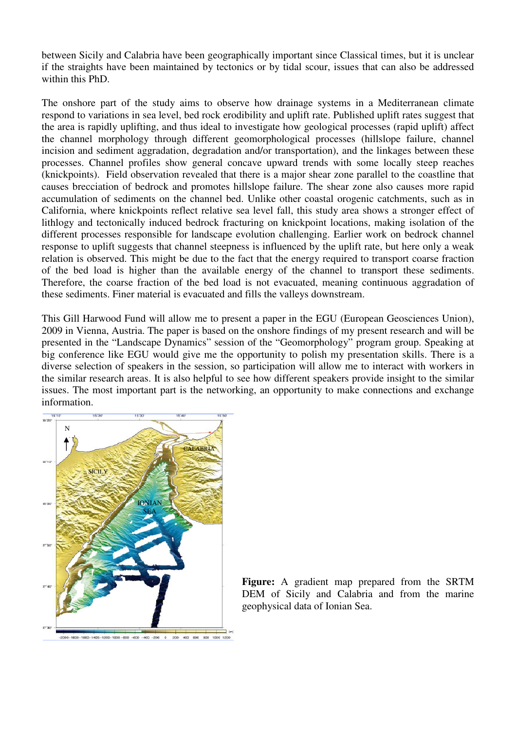between Sicily and Calabria have been geographically important since Classical times, but it is unclear if the straights have been maintained by tectonics or by tidal scour, issues that can also be addressed within this PhD.

The onshore part of the study aims to observe how drainage systems in a Mediterranean climate respond to variations in sea level, bed rock erodibility and uplift rate. Published uplift rates suggest that the area is rapidly uplifting, and thus ideal to investigate how geological processes (rapid uplift) affect the channel morphology through different geomorphological processes (hillslope failure, channel incision and sediment aggradation, degradation and/or transportation), and the linkages between these processes. Channel profiles show general concave upward trends with some locally steep reaches (knickpoints). Field observation revealed that there is a major shear zone parallel to the coastline that causes brecciation of bedrock and promotes hillslope failure. The shear zone also causes more rapid accumulation of sediments on the channel bed. Unlike other coastal orogenic catchments, such as in California, where knickpoints reflect relative sea level fall, this study area shows a stronger effect of lithlogy and tectonically induced bedrock fracturing on knickpoint locations, making isolation of the different processes responsible for landscape evolution challenging. Earlier work on bedrock channel response to uplift suggests that channel steepness is influenced by the uplift rate, but here only a weak relation is observed. This might be due to the fact that the energy required to transport coarse fraction of the bed load is higher than the available energy of the channel to transport these sediments. Therefore, the coarse fraction of the bed load is not evacuated, meaning continuous aggradation of these sediments. Finer material is evacuated and fills the valleys downstream.

This Gill Harwood Fund will allow me to present a paper in the EGU (European Geosciences Union), 2009 in Vienna, Austria. The paper is based on the onshore findings of my present research and will be presented in the "Landscape Dynamics" session of the "Geomorphology" program group. Speaking at big conference like EGU would give me the opportunity to polish my presentation skills. There is a diverse selection of speakers in the session, so participation will allow me to interact with workers in the similar research areas. It is also helpful to see how different speakers provide insight to the similar issues. The most important part is the networking, an opportunity to make connections and exchange information.

15°10' 15°20' 15°30' 15°40' 15°50'

38°20' 38°10' 38°00' 37°50' 37°40' 37°30'

N

SICILY

CALABRIA

IONIAN SEA

-2000 -1800 -1600 -1400 -1200 -1000 -800 -600 -400 -200 0 200 400 600 800 1000 1200 (m)

**Figure:** A gradient map prepared from the SRTM DEM of Sicily and Calabria and from the marine geophysical data of Ionian Sea.